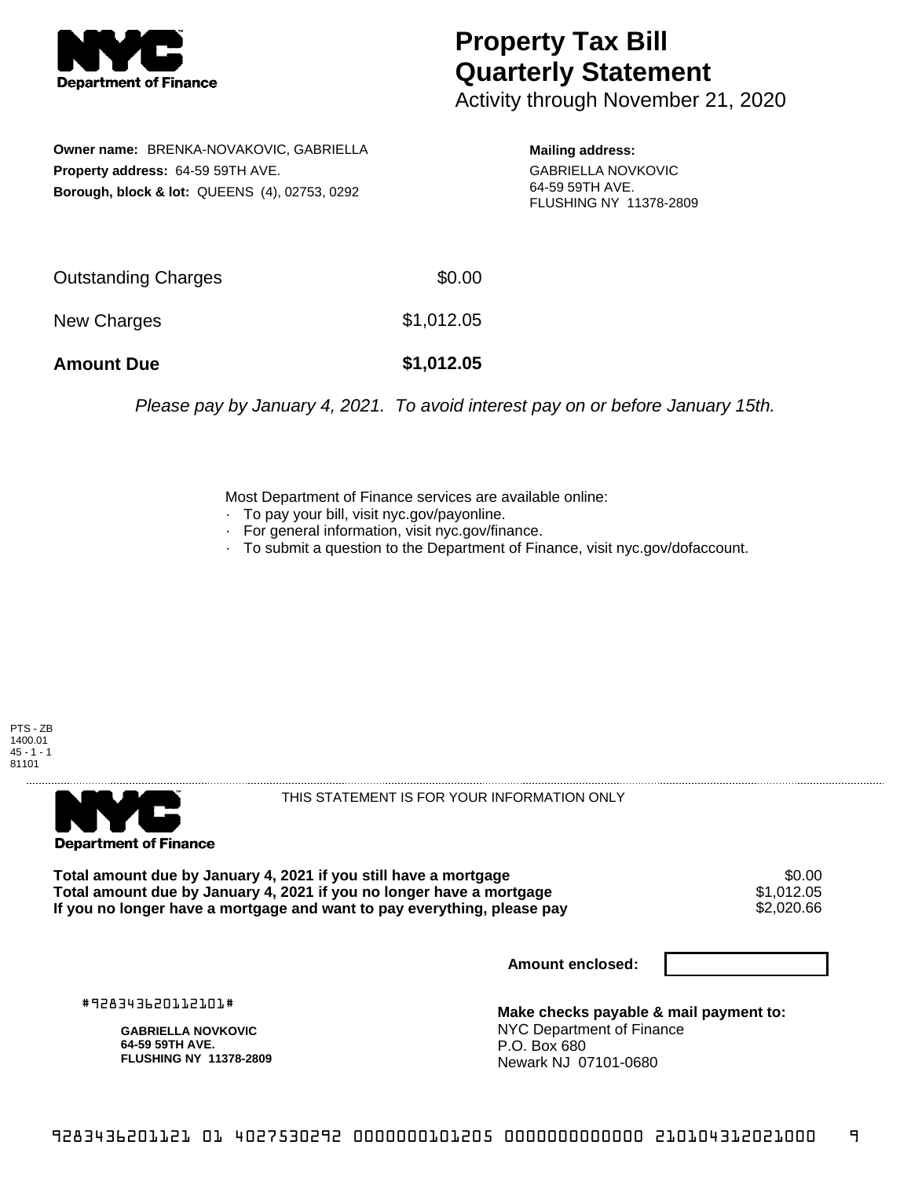# Property Tax Bill Quarterly Statement

Activity through November 21, 2020

**Owner name:** BRENKA-NOVAKOVIC, GABRIELLA
**Property address:** 64-59 59TH AVE.
**Borough, block & lot:** QUEENS (4), 02753, 0292

**Mailing address:**
GABRIELLA NOVKOVIC
64-59 59TH AVE.
FLUSHING NY 11378-2809

| | |
|---|---|
| Outstanding Charges | $0.00 |
| New Charges | $1,012.05 |
| **Amount Due** | **$1,012.05** |

*Please pay by January 4, 2021. To avoid interest pay on or before January 15th.*

Most Department of Finance services are available online:
- To pay your bill, visit nyc.gov/payonline.
- For general information, visit nyc.gov/finance.
- To submit a question to the Department of Finance, visit nyc.gov/dofaccount.

PTS - ZB
1400.01
45 - 1 - 1
81101

THIS STATEMENT IS FOR YOUR INFORMATION ONLY

| | |
|---|---|
| **Total amount due by January 4, 2021 if you still have a mortgage** | $0.00 |
| **Total amount due by January 4, 2021 if you no longer have a mortgage** | $1,012.05 |
| **If you no longer have a mortgage and want to pay everything, please pay** | $2,020.66 |

**Amount enclosed:**

#928343620112101#

**GABRIELLA NOVKOVIC**
**64-59 59TH AVE.**
**FLUSHING NY 11378-2809**

**Make checks payable & mail payment to:**
NYC Department of Finance
P.O. Box 680
Newark NJ 07101-0680

928343620112101 01 4027530292 0000000101205 0000000000000 210104312021000 9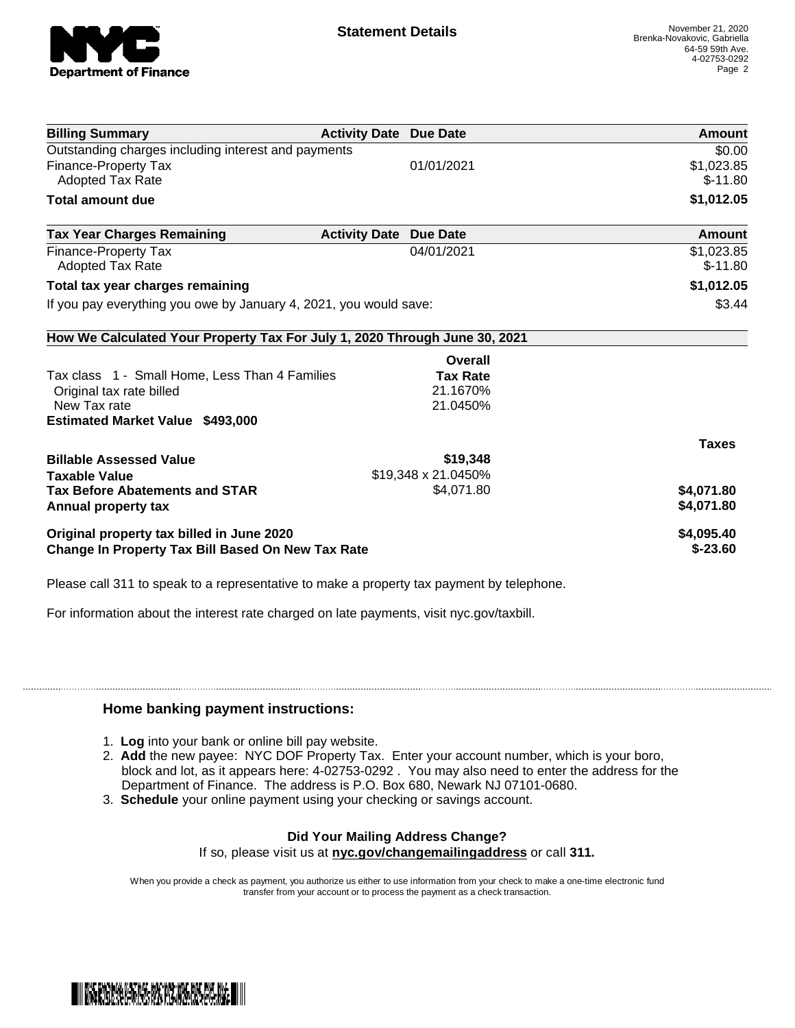# Statement Details

November 21, 2020
Brenka-Novakovic, Gabriella
64-59 59th Ave.
4-02753-0292

| Billing Summary | Activity Date | Due Date | Amount |
|---|---|---|---|
| Outstanding charges including interest and payments | | | $0.00 |
| Finance-Property Tax | | 01/01/2021 | $1,023.85 |
| Adopted Tax Rate | | | $-11.80 |
| **Total amount due** | | | **$1,012.05** |

| Tax Year Charges Remaining | Activity Date | Due Date | Amount |
|---|---|---|---|
| Finance-Property Tax | | 04/01/2021 | $1,023.85 |
| Adopted Tax Rate | | | $-11.80 |
| **Total tax year charges remaining** | | | **$1,012.05** |
| If you pay everything you owe by January 4, 2021, you would save: | | | $3.44 |

**How We Calculated Your Property Tax For July 1, 2020 Through June 30, 2021**

| | Overall Tax Rate | |
|---|---|---|
| Tax class 1 - Small Home, Less Than 4 Families | | |
| Original tax rate billed | 21.1670% | |
| New Tax rate | 21.0450% | |
| **Estimated Market Value $493,000** | | |
| | | **Taxes** |
| **Billable Assessed Value** | **$19,348** | |
| **Taxable Value** | $19,348 x 21.0450% | |
| **Tax Before Abatements and STAR** | $4,071.80 | **$4,071.80** |
| **Annual property tax** | | **$4,071.80** |
| **Original property tax billed in June 2020** | | **$4,095.40** |
| **Change In Property Tax Bill Based On New Tax Rate** | | **$-23.60** |

Please call 311 to speak to a representative to make a property tax payment by telephone.

For information about the interest rate charged on late payments, visit nyc.gov/taxbill.

## Home banking payment instructions:

1. **Log** into your bank or online bill pay website.
2. **Add** the new payee: NYC DOF Property Tax. Enter your account number, which is your boro, block and lot, as it appears here: 4-02753-0292 . You may also need to enter the address for the Department of Finance. The address is P.O. Box 680, Newark NJ 07101-0680.
3. **Schedule** your online payment using your checking or savings account.

**Did Your Mailing Address Change?**

If so, please visit us at **nyc.gov/changemailingaddress** or call **311.**

When you provide a check as payment, you authorize us either to use information from your check to make a one-time electronic fund transfer from your account or to process the payment as a check transaction.